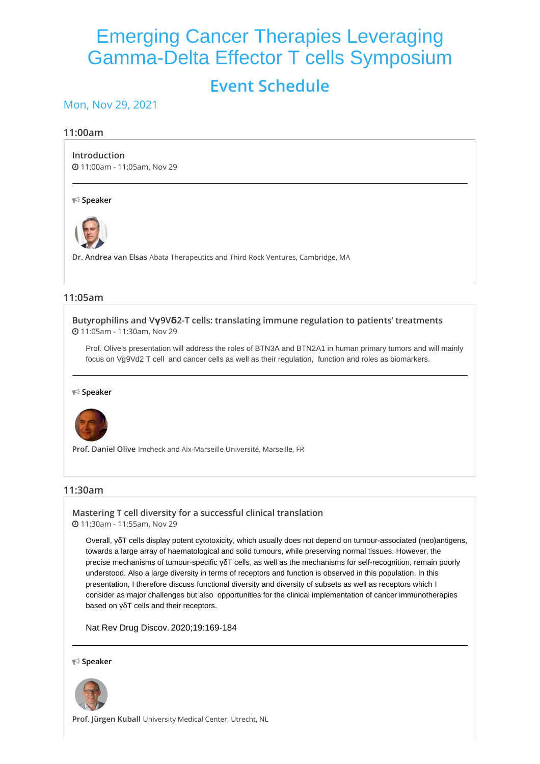# Emerging Cancer Therapies Leveraging Gamma-Delta Effector T cells Symposium

## Event Schedule

### Mon, Nov 29, 2021

#### 11:00am

**Introduction**
11:00am - 11:05am, Nov 29

**Speaker**

**Dr. Andrea van Elsas** Abata Therapeutics and Third Rock Ventures, Cambridge, MA

#### 11:05am

**Butyrophilins and Vγ9Vδ2-T cells: translating immune regulation to patients' treatments**
11:05am - 11:30am, Nov 29

Prof. Olive's presentation will address the roles of BTN3A and BTN2A1 in human primary tumors and will mainly focus on Vg9Vd2 T cell and cancer cells as well as their regulation, function and roles as biomarkers.

**Speaker**

**Prof. Daniel Olive** Imcheck and Aix-Marseille Université, Marseille, FR

#### 11:30am

**Mastering T cell diversity for a successful clinical translation**
11:30am - 11:55am, Nov 29

Overall, γδT cells display potent cytotoxicity, which usually does not depend on tumour-associated (neo)antigens, towards a large array of haematological and solid tumours, while preserving normal tissues. However, the precise mechanisms of tumour-specific γδT cells, as well as the mechanisms for self-recognition, remain poorly understood. Also a large diversity in terms of receptors and function is observed in this population. In this presentation, I therefore discuss functional diversity and diversity of subsets as well as receptors which I consider as major challenges but also opportunities for the clinical implementation of cancer immunotherapies based on γδT cells and their receptors.

Nat Rev Drug Discov. 2020;19:169-184

**Speaker**

**Prof. Jürgen Kuball** University Medical Center, Utrecht, NL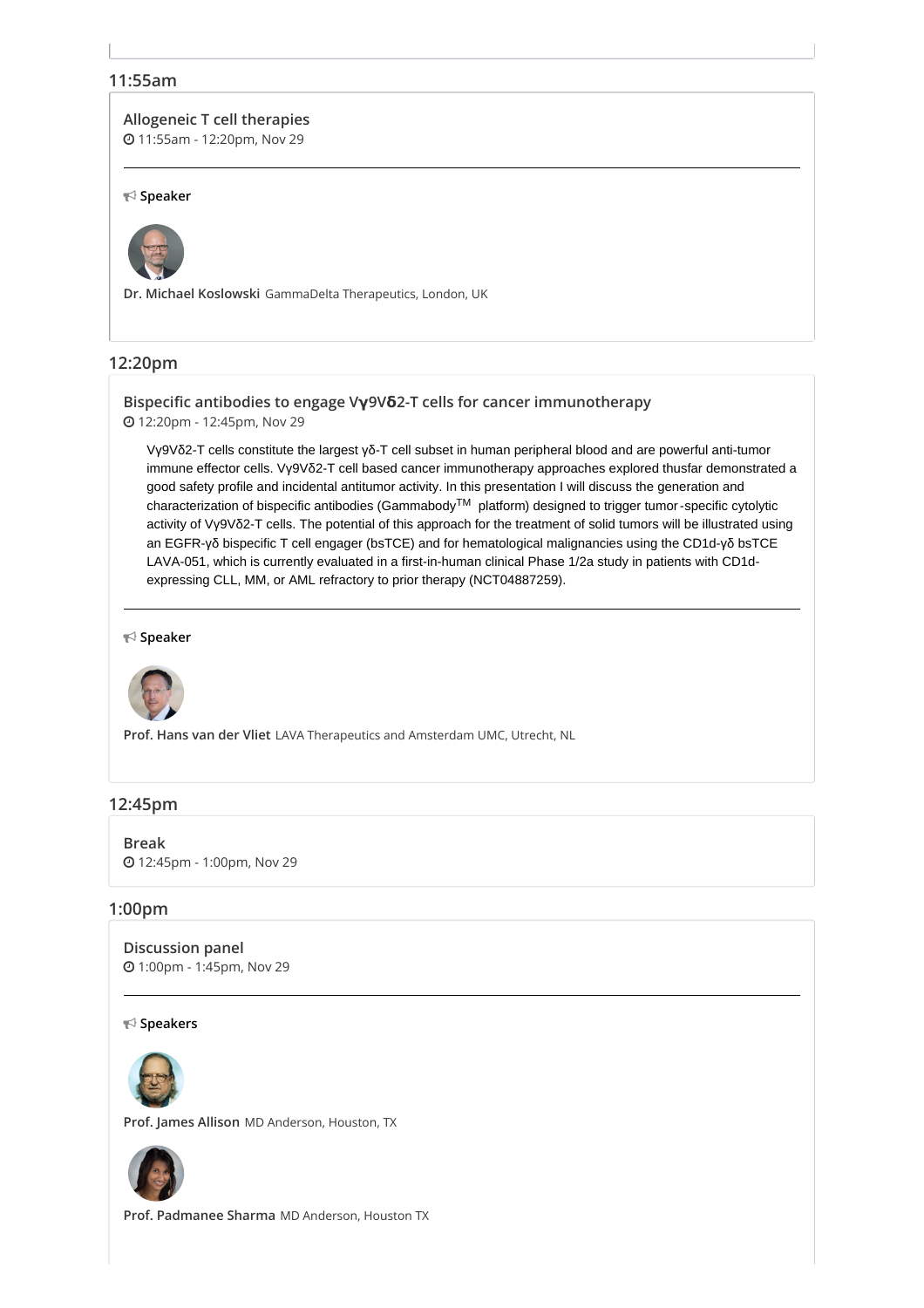## 11:55am

### Allogeneic T cell therapies

11:55am - 12:20pm, Nov 29

**Speaker**

**Dr. Michael Koslowski** GammaDelta Therapeutics, London, UK

## 12:20pm

### Bispecific antibodies to engage Vγ9Vδ2-T cells for cancer immunotherapy

12:20pm - 12:45pm, Nov 29

Vγ9Vδ2-T cells constitute the largest γδ-T cell subset in human peripheral blood and are powerful anti-tumor immune effector cells. Vγ9Vδ2-T cell based cancer immunotherapy approaches explored thusfar demonstrated a good safety profile and incidental antitumor activity. In this presentation I will discuss the generation and characterization of bispecific antibodies (Gammabody™ platform) designed to trigger tumor-specific cytolytic activity of Vγ9Vδ2-T cells. The potential of this approach for the treatment of solid tumors will be illustrated using an EGFR-γδ bispecific T cell engager (bsTCE) and for hematological malignancies using the CD1d-γδ bsTCE LAVA-051, which is currently evaluated in a first-in-human clinical Phase 1/2a study in patients with CD1d-expressing CLL, MM, or AML refractory to prior therapy (NCT04887259).

**Speaker**

**Prof. Hans van der Vliet** LAVA Therapeutics and Amsterdam UMC, Utrecht, NL

## 12:45pm

### Break

12:45pm - 1:00pm, Nov 29

## 1:00pm

### Discussion panel

1:00pm - 1:45pm, Nov 29

**Speakers**

**Prof. James Allison** MD Anderson, Houston, TX

**Prof. Padmanee Sharma** MD Anderson, Houston TX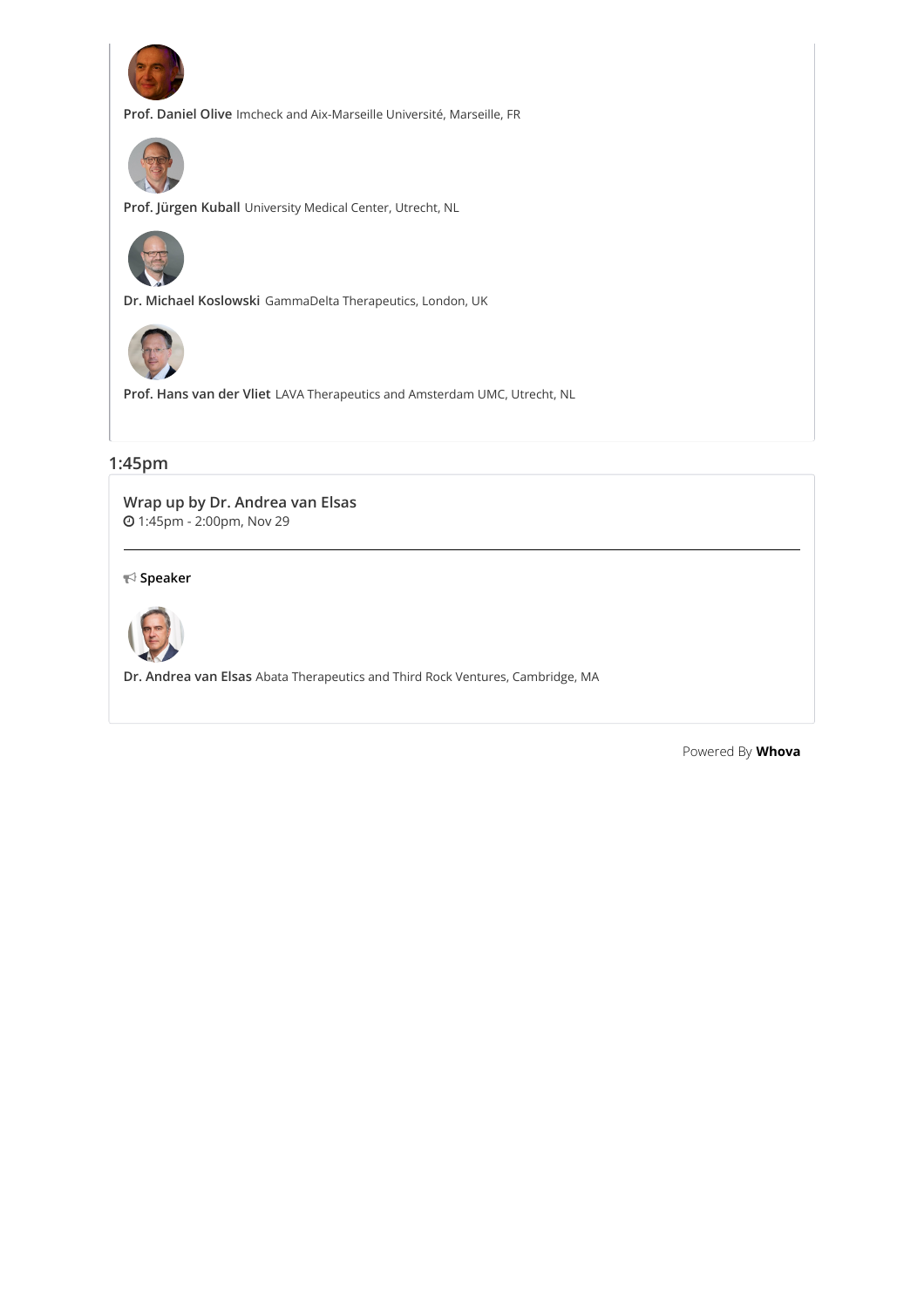**Prof. Daniel Olive** Imcheck and Aix-Marseille Université, Marseille, FR

**Prof. Jürgen Kuball** University Medical Center, Utrecht, NL

**Dr. Michael Koslowski** GammaDelta Therapeutics, London, UK

**Prof. Hans van der Vliet** LAVA Therapeutics and Amsterdam UMC, Utrecht, NL

## 1:45pm

### Wrap up by Dr. Andrea van Elsas

1:45pm - 2:00pm, Nov 29

---

**Speaker**

**Dr. Andrea van Elsas** Abata Therapeutics and Third Rock Ventures, Cambridge, MA

Powered By **Whova**